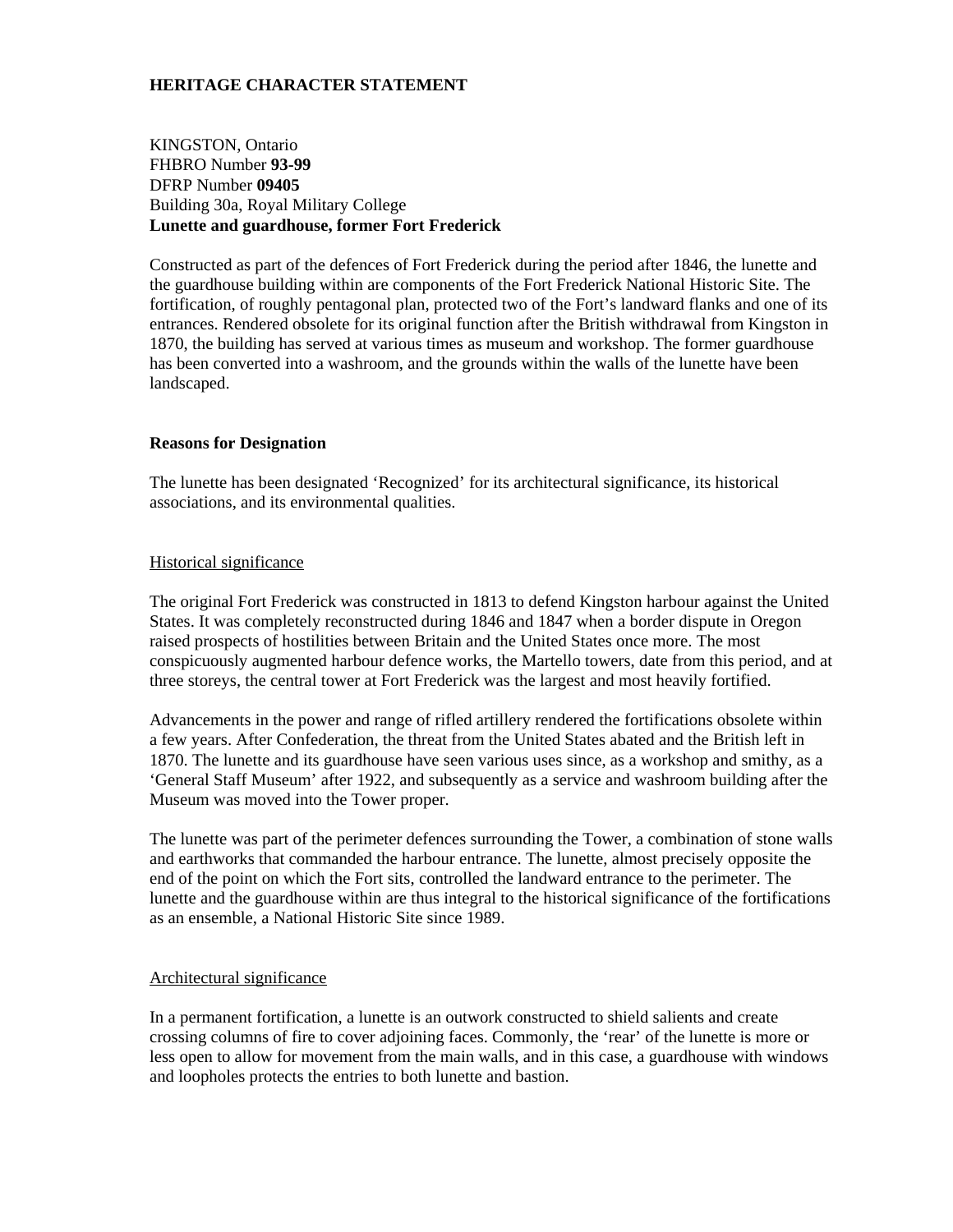# HERITAGE CHARACTER STATEMENT

KINGSTON, Ontario
FHBRO Number **93-99**
DFRP Number **09405**
Building 30a, Royal Military College
**Lunette and guardhouse, former Fort Frederick**

Constructed as part of the defences of Fort Frederick during the period after 1846, the lunette and the guardhouse building within are components of the Fort Frederick National Historic Site. The fortification, of roughly pentagonal plan, protected two of the Fort's landward flanks and one of its entrances. Rendered obsolete for its original function after the British withdrawal from Kingston in 1870, the building has served at various times as museum and workshop. The former guardhouse has been converted into a washroom, and the grounds within the walls of the lunette have been landscaped.

## Reasons for Designation

The lunette has been designated 'Recognized' for its architectural significance, its historical associations, and its environmental qualities.

### Historical significance

The original Fort Frederick was constructed in 1813 to defend Kingston harbour against the United States. It was completely reconstructed during 1846 and 1847 when a border dispute in Oregon raised prospects of hostilities between Britain and the United States once more. The most conspicuously augmented harbour defence works, the Martello towers, date from this period, and at three storeys, the central tower at Fort Frederick was the largest and most heavily fortified.

Advancements in the power and range of rifled artillery rendered the fortifications obsolete within a few years. After Confederation, the threat from the United States abated and the British left in 1870. The lunette and its guardhouse have seen various uses since, as a workshop and smithy, as a 'General Staff Museum' after 1922, and subsequently as a service and washroom building after the Museum was moved into the Tower proper.

The lunette was part of the perimeter defences surrounding the Tower, a combination of stone walls and earthworks that commanded the harbour entrance. The lunette, almost precisely opposite the end of the point on which the Fort sits, controlled the landward entrance to the perimeter. The lunette and the guardhouse within are thus integral to the historical significance of the fortifications as an ensemble, a National Historic Site since 1989.

### Architectural significance

In a permanent fortification, a lunette is an outwork constructed to shield salients and create crossing columns of fire to cover adjoining faces. Commonly, the 'rear' of the lunette is more or less open to allow for movement from the main walls, and in this case, a guardhouse with windows and loopholes protects the entries to both lunette and bastion.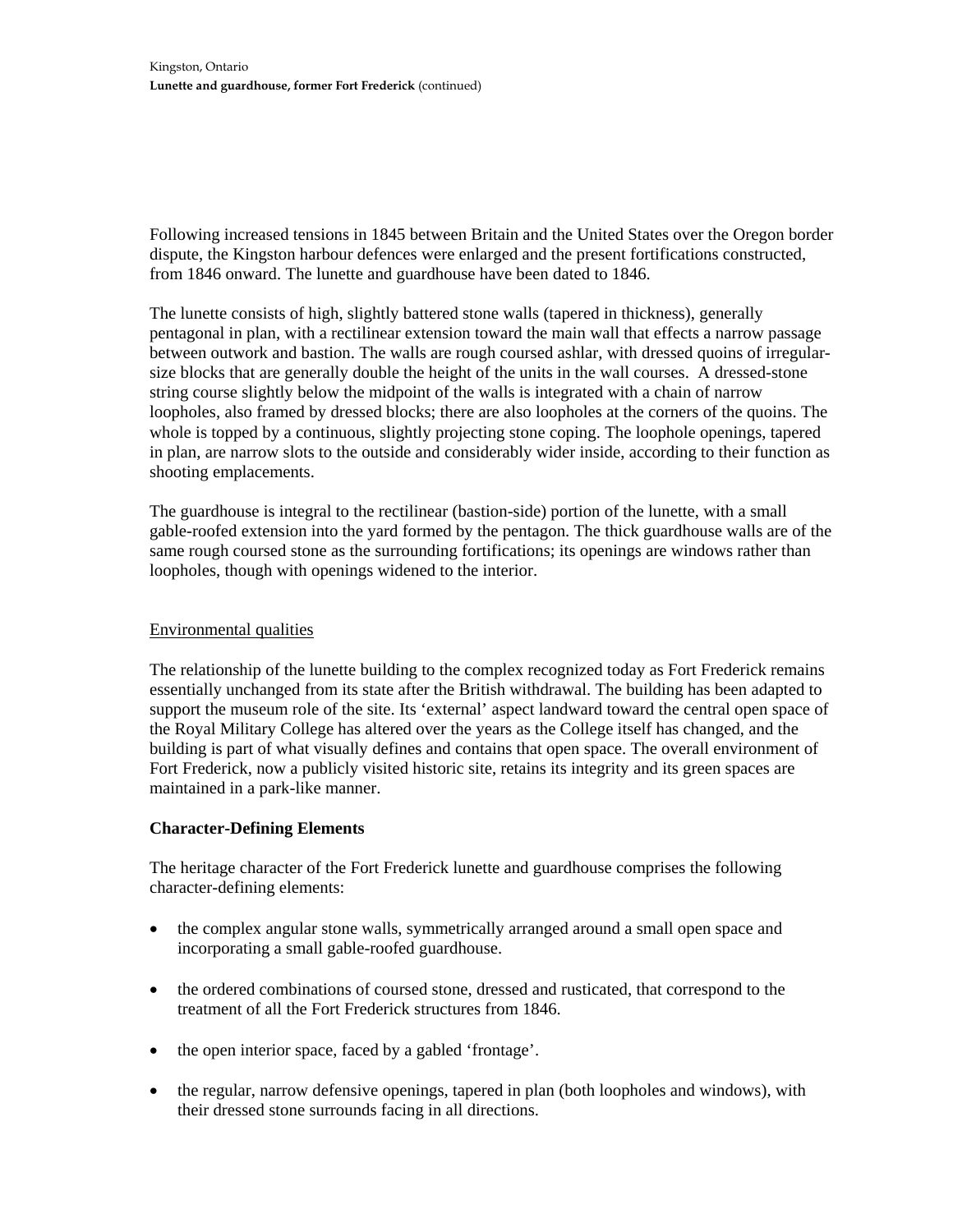Following increased tensions in 1845 between Britain and the United States over the Oregon border dispute, the Kingston harbour defences were enlarged and the present fortifications constructed, from 1846 onward. The lunette and guardhouse have been dated to 1846.

The lunette consists of high, slightly battered stone walls (tapered in thickness), generally pentagonal in plan, with a rectilinear extension toward the main wall that effects a narrow passage between outwork and bastion. The walls are rough coursed ashlar, with dressed quoins of irregular-size blocks that are generally double the height of the units in the wall courses. A dressed-stone string course slightly below the midpoint of the walls is integrated with a chain of narrow loopholes, also framed by dressed blocks; there are also loopholes at the corners of the quoins. The whole is topped by a continuous, slightly projecting stone coping. The loophole openings, tapered in plan, are narrow slots to the outside and considerably wider inside, according to their function as shooting emplacements.

The guardhouse is integral to the rectilinear (bastion-side) portion of the lunette, with a small gable-roofed extension into the yard formed by the pentagon. The thick guardhouse walls are of the same rough coursed stone as the surrounding fortifications; its openings are windows rather than loopholes, though with openings widened to the interior.

Environmental qualities

The relationship of the lunette building to the complex recognized today as Fort Frederick remains essentially unchanged from its state after the British withdrawal. The building has been adapted to support the museum role of the site. Its 'external' aspect landward toward the central open space of the Royal Military College has altered over the years as the College itself has changed, and the building is part of what visually defines and contains that open space. The overall environment of Fort Frederick, now a publicly visited historic site, retains its integrity and its green spaces are maintained in a park-like manner.

**Character-Defining Elements**

The heritage character of the Fort Frederick lunette and guardhouse comprises the following character-defining elements:

- the complex angular stone walls, symmetrically arranged around a small open space and incorporating a small gable-roofed guardhouse.
- the ordered combinations of coursed stone, dressed and rusticated, that correspond to the treatment of all the Fort Frederick structures from 1846.
- the open interior space, faced by a gabled 'frontage'.
- the regular, narrow defensive openings, tapered in plan (both loopholes and windows), with their dressed stone surrounds facing in all directions.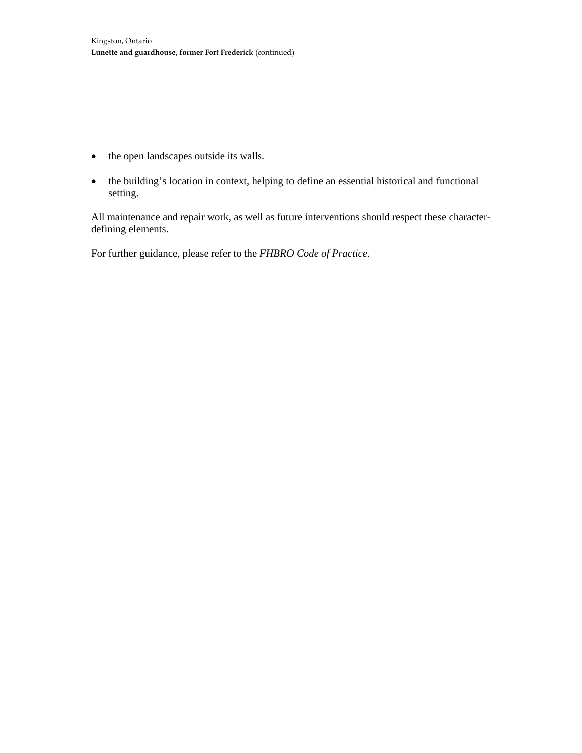- the open landscapes outside its walls.
- the building's location in context, helping to define an essential historical and functional setting.

All maintenance and repair work, as well as future interventions should respect these character-defining elements.

For further guidance, please refer to the *FHBRO Code of Practice*.